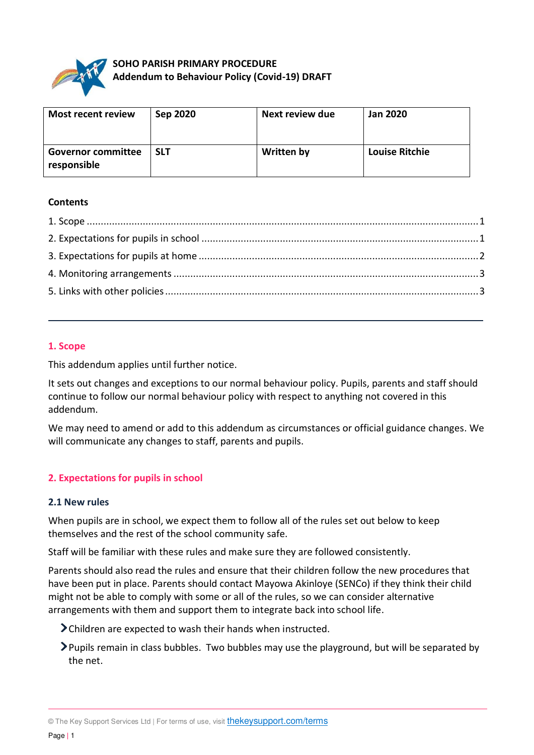**SOHO PARISH PRIMARY PROCEDURE**
**Addendum to Behaviour Policy (Covid-19) DRAFT**

| | | | |
|---|---|---|---|
| **Most recent review** | **Sep 2020** | **Next review due** | **Jan 2020** |
| **Governor committee responsible** | **SLT** | **Written by** | **Louise Ritchie** |

**Contents**

1. Scope .......... 1
2. Expectations for pupils in school .......... 1
3. Expectations for pupils at home .......... 2
4. Monitoring arrangements .......... 3
5. Links with other policies .......... 3

## 1. Scope

This addendum applies until further notice.

It sets out changes and exceptions to our normal behaviour policy. Pupils, parents and staff should continue to follow our normal behaviour policy with respect to anything not covered in this addendum.

We may need to amend or add to this addendum as circumstances or official guidance changes. We will communicate any changes to staff, parents and pupils.

## 2. Expectations for pupils in school

### 2.1 New rules

When pupils are in school, we expect them to follow all of the rules set out below to keep themselves and the rest of the school community safe.

Staff will be familiar with these rules and make sure they are followed consistently.

Parents should also read the rules and ensure that their children follow the new procedures that have been put in place. Parents should contact Mayowa Akinloye (SENCo) if they think their child might not be able to comply with some or all of the rules, so we can consider alternative arrangements with them and support them to integrate back into school life.

- Children are expected to wash their hands when instructed.
- Pupils remain in class bubbles. Two bubbles may use the playground, but will be separated by the net.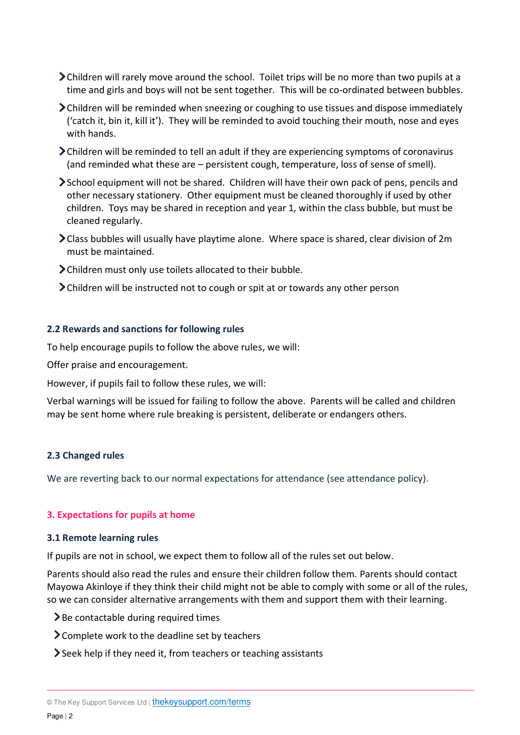- Children will rarely move around the school. Toilet trips will be no more than two pupils at a time and girls and boys will not be sent together. This will be co-ordinated between bubbles.
- Children will be reminded when sneezing or coughing to use tissues and dispose immediately ('catch it, bin it, kill it'). They will be reminded to avoid touching their mouth, nose and eyes with hands.
- Children will be reminded to tell an adult if they are experiencing symptoms of coronavirus (and reminded what these are – persistent cough, temperature, loss of sense of smell).
- School equipment will not be shared. Children will have their own pack of pens, pencils and other necessary stationery. Other equipment must be cleaned thoroughly if used by other children. Toys may be shared in reception and year 1, within the class bubble, but must be cleaned regularly.
- Class bubbles will usually have playtime alone. Where space is shared, clear division of 2m must be maintained.
- Children must only use toilets allocated to their bubble.
- Children will be instructed not to cough or spit at or towards any other person

### 2.2 Rewards and sanctions for following rules

To help encourage pupils to follow the above rules, we will:

Offer praise and encouragement.

However, if pupils fail to follow these rules, we will:

Verbal warnings will be issued for failing to follow the above. Parents will be called and children may be sent home where rule breaking is persistent, deliberate or endangers others.

### 2.3 Changed rules

We are reverting back to our normal expectations for attendance (see attendance policy).

## 3. Expectations for pupils at home

### 3.1 Remote learning rules

If pupils are not in school, we expect them to follow all of the rules set out below.

Parents should also read the rules and ensure their children follow them. Parents should contact Mayowa Akinloye if they think their child might not be able to comply with some or all of the rules, so we can consider alternative arrangements with them and support them with their learning.

- Be contactable during required times
- Complete work to the deadline set by teachers
- Seek help if they need it, from teachers or teaching assistants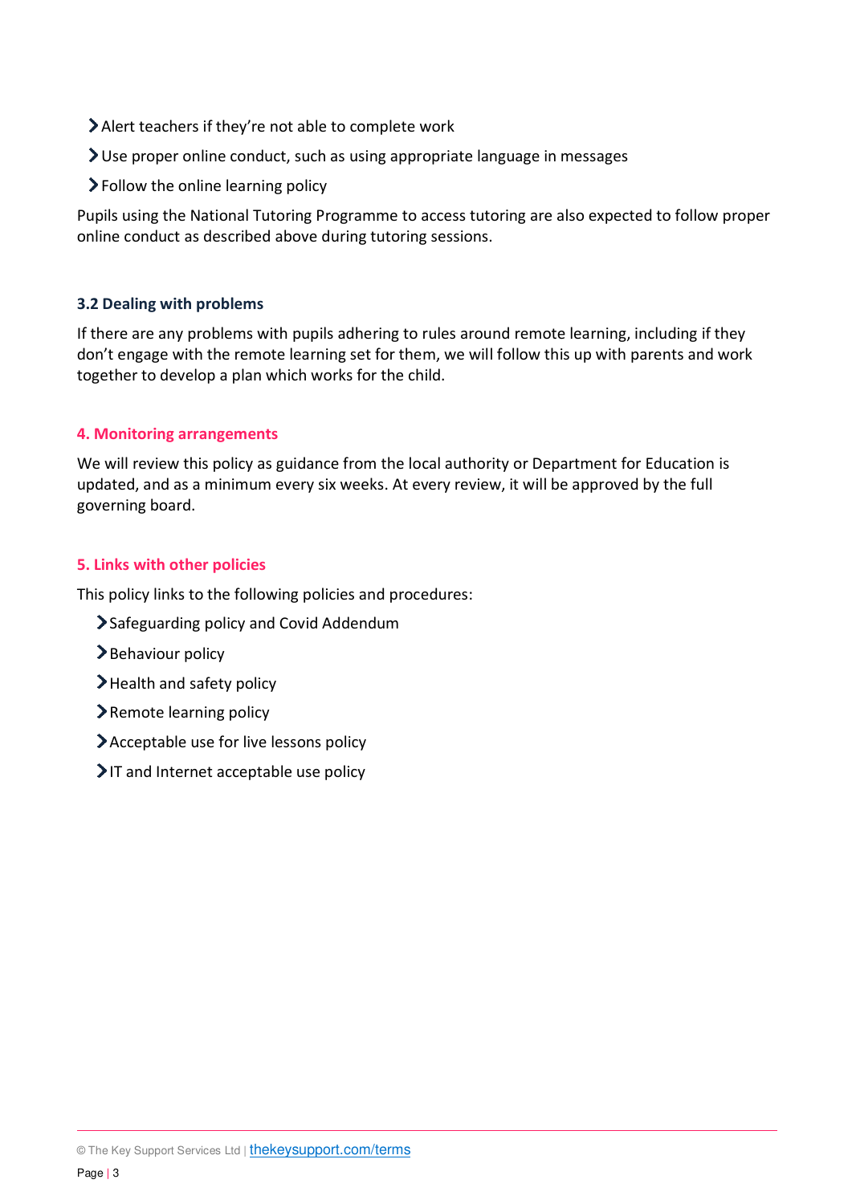- Alert teachers if they're not able to complete work
- Use proper online conduct, such as using appropriate language in messages
- Follow the online learning policy

Pupils using the National Tutoring Programme to access tutoring are also expected to follow proper online conduct as described above during tutoring sessions.

### 3.2 Dealing with problems

If there are any problems with pupils adhering to rules around remote learning, including if they don't engage with the remote learning set for them, we will follow this up with parents and work together to develop a plan which works for the child.

## 4. Monitoring arrangements

We will review this policy as guidance from the local authority or Department for Education is updated, and as a minimum every six weeks. At every review, it will be approved by the full governing board.

## 5. Links with other policies

This policy links to the following policies and procedures:

- Safeguarding policy and Covid Addendum
- Behaviour policy
- Health and safety policy
- Remote learning policy
- Acceptable use for live lessons policy
- IT and Internet acceptable use policy